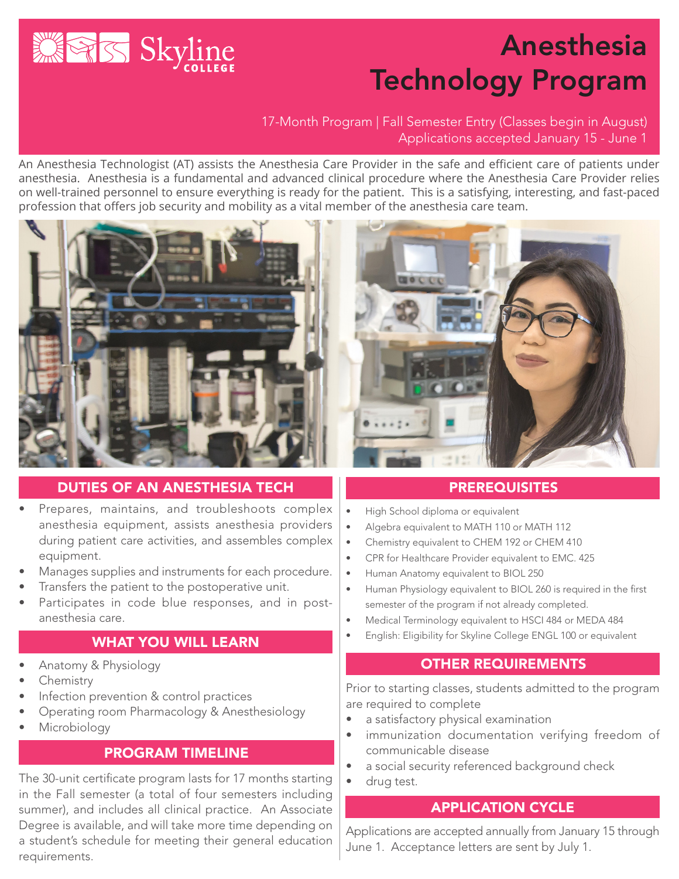Skyline COLLEGE

# Anesthesia Technology Program

17-Month Program | Fall Semester Entry (Classes begin in August)
Applications accepted January 15 - June 1

An Anesthesia Technologist (AT) assists the Anesthesia Care Provider in the safe and efficient care of patients under anesthesia. Anesthesia is a fundamental and advanced clinical procedure where the Anesthesia Care Provider relies on well-trained personnel to ensure everything is ready for the patient. This is a satisfying, interesting, and fast-paced profession that offers job security and mobility as a vital member of the anesthesia care team.

## DUTIES OF AN ANESTHESIA TECH

- Prepares, maintains, and troubleshoots complex anesthesia equipment, assists anesthesia providers during patient care activities, and assembles complex equipment.
- Manages supplies and instruments for each procedure.
- Transfers the patient to the postoperative unit.
- Participates in code blue responses, and in post-anesthesia care.

## WHAT YOU WILL LEARN

- Anatomy & Physiology
- Chemistry
- Infection prevention & control practices
- Operating room Pharmacology & Anesthesiology
- Microbiology

## PROGRAM TIMELINE

The 30-unit certificate program lasts for 17 months starting in the Fall semester (a total of four semesters including summer), and includes all clinical practice. An Associate Degree is available, and will take more time depending on a student's schedule for meeting their general education requirements.

## PREREQUISITES

- High School diploma or equivalent
- Algebra equivalent to MATH 110 or MATH 112
- Chemistry equivalent to CHEM 192 or CHEM 410
- CPR for Healthcare Provider equivalent to EMC. 425
- Human Anatomy equivalent to BIOL 250
- Human Physiology equivalent to BIOL 260 is required in the first semester of the program if not already completed.
- Medical Terminology equivalent to HSCI 484 or MEDA 484
- English: Eligibility for Skyline College ENGL 100 or equivalent

## OTHER REQUIREMENTS

Prior to starting classes, students admitted to the program are required to complete

- a satisfactory physical examination
- immunization documentation verifying freedom of communicable disease
- a social security referenced background check
- drug test.

## APPLICATION CYCLE

Applications are accepted annually from January 15 through June 1. Acceptance letters are sent by July 1.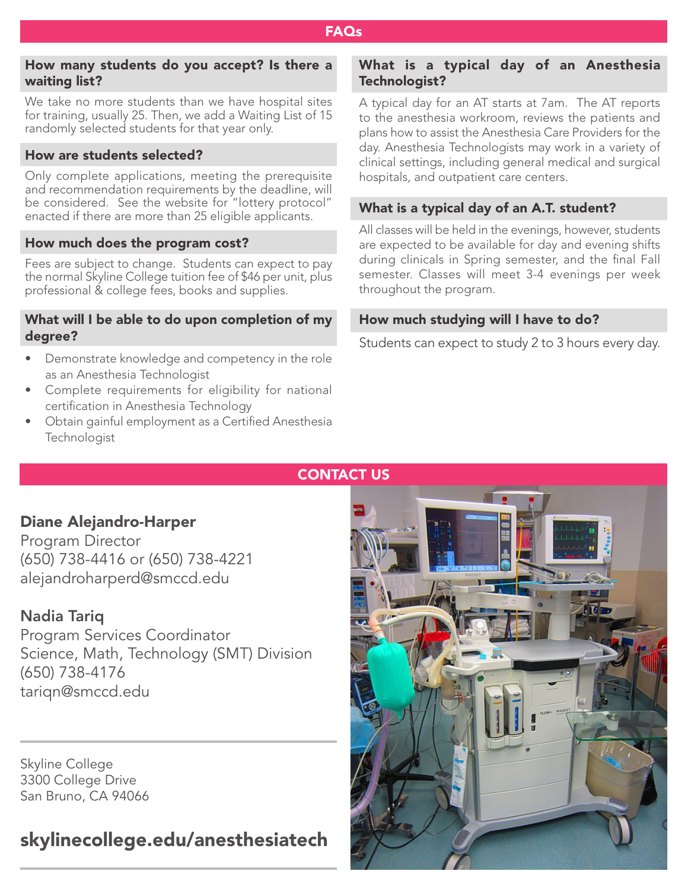## FAQs

### How many students do you accept? Is there a waiting list?

We take no more students than we have hospital sites for training, usually 25. Then, we add a Waiting List of 15 randomly selected students for that year only.

### How are students selected?

Only complete applications, meeting the prerequisite and recommendation requirements by the deadline, will be considered. See the website for "lottery protocol" enacted if there are more than 25 eligible applicants.

### How much does the program cost?

Fees are subject to change. Students can expect to pay the normal Skyline College tuition fee of $46 per unit, plus professional & college fees, books and supplies.

### What will I be able to do upon completion of my degree?

- Demonstrate knowledge and competency in the role as an Anesthesia Technologist
- Complete requirements for eligibility for national certification in Anesthesia Technology
- Obtain gainful employment as a Certified Anesthesia Technologist

### What is a typical day of an Anesthesia Technologist?

A typical day for an AT starts at 7am. The AT reports to the anesthesia workroom, reviews the patients and plans how to assist the Anesthesia Care Providers for the day. Anesthesia Technologists may work in a variety of clinical settings, including general medical and surgical hospitals, and outpatient care centers.

### What is a typical day of an A.T. student?

All classes will be held in the evenings, however, students are expected to be available for day and evening shifts during clinicals in Spring semester, and the final Fall semester. Classes will meet 3-4 evenings per week throughout the program.

### How much studying will I have to do?

Students can expect to study 2 to 3 hours every day.

## CONTACT US

**Diane Alejandro-Harper**
Program Director
(650) 738-4416 or (650) 738-4221
alejandroharperd@smccd.edu

**Nadia Tariq**
Program Services Coordinator
Science, Math, Technology (SMT) Division
(650) 738-4176
tariqn@smccd.edu

Skyline College
3300 College Drive
San Bruno, CA 94066

**skylinecollege.edu/anesthesiatech**